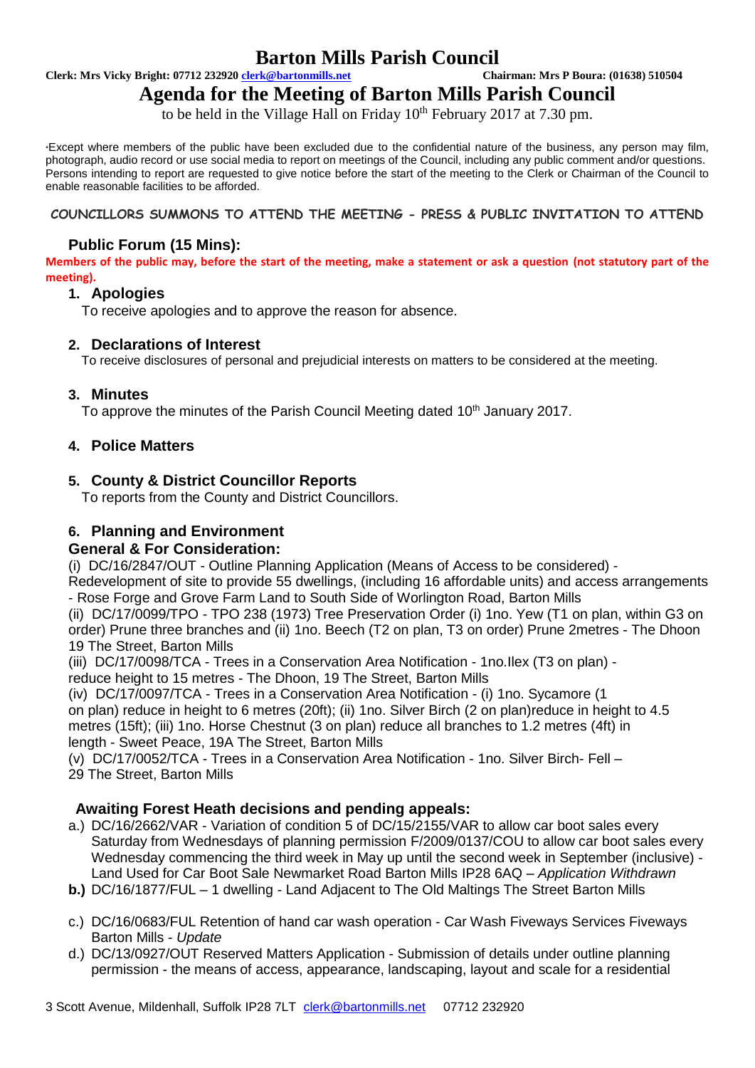# Barton Mills Parish Council

**Clerk: Mrs Vicky Bright: 07712 232920 clerk@bartonmills.net** **Chairman: Mrs P Boura: (01638) 510504**

## Agenda for the Meeting of Barton Mills Parish Council

to be held in the Village Hall on Friday 10th February 2017 at 7.30 pm.

*Except where members of the public have been excluded due to the confidential nature of the business, any person may film, photograph, audio record or use social media to report on meetings of the Council, including any public comment and/or questions. Persons intending to report are requested to give notice before the start of the meeting to the Clerk or Chairman of the Council to enable reasonable facilities to be afforded.

**COUNCILLORS SUMMONS TO ATTEND THE MEETING - PRESS & PUBLIC INVITATION TO ATTEND**

### Public Forum (15 Mins):

**Members of the public may, before the start of the meeting, make a statement or ask a question (not statutory part of the meeting).**

### 1. Apologies

To receive apologies and to approve the reason for absence.

### 2. Declarations of Interest

To receive disclosures of personal and prejudicial interests on matters to be considered at the meeting.

### 3. Minutes

To approve the minutes of the Parish Council Meeting dated 10th January 2017.

### 4. Police Matters

### 5. County & District Councillor Reports

To reports from the County and District Councillors.

### 6. Planning and Environment

**General & For Consideration:**

(i) DC/16/2847/OUT - Outline Planning Application (Means of Access to be considered) - Redevelopment of site to provide 55 dwellings, (including 16 affordable units) and access arrangements - Rose Forge and Grove Farm Land to South Side of Worlington Road, Barton Mills

(ii) DC/17/0099/TPO - TPO 238 (1973) Tree Preservation Order (i) 1no. Yew (T1 on plan, within G3 on order) Prune three branches and (ii) 1no. Beech (T2 on plan, T3 on order) Prune 2metres - The Dhoon 19 The Street, Barton Mills

(iii) DC/17/0098/TCA - Trees in a Conservation Area Notification - 1no.Ilex (T3 on plan) - reduce height to 15 metres - The Dhoon, 19 The Street, Barton Mills

(iv) DC/17/0097/TCA - Trees in a Conservation Area Notification - (i) 1no. Sycamore (1 on plan) reduce in height to 6 metres (20ft); (ii) 1no. Silver Birch (2 on plan)reduce in height to 4.5 metres (15ft); (iii) 1no. Horse Chestnut (3 on plan) reduce all branches to 1.2 metres (4ft) in length - Sweet Peace, 19A The Street, Barton Mills

(v) DC/17/0052/TCA - Trees in a Conservation Area Notification - 1no. Silver Birch- Fell – 29 The Street, Barton Mills

**Awaiting Forest Heath decisions and pending appeals:**

a.) DC/16/2662/VAR - Variation of condition 5 of DC/15/2155/VAR to allow car boot sales every Saturday from Wednesdays of planning permission F/2009/0137/COU to allow car boot sales every Wednesday commencing the third week in May up until the second week in September (inclusive) - Land Used for Car Boot Sale Newmarket Road Barton Mills IP28 6AQ – *Application Withdrawn*

**b.)** DC/16/1877/FUL – 1 dwelling - Land Adjacent to The Old Maltings The Street Barton Mills

c.) DC/16/0683/FUL Retention of hand car wash operation - Car Wash Fiveways Services Fiveways Barton Mills - *Update*

d.) DC/13/0927/OUT Reserved Matters Application - Submission of details under outline planning permission - the means of access, appearance, landscaping, layout and scale for a residential

3 Scott Avenue, Mildenhall, Suffolk IP28 7LT clerk@bartonmills.net 07712 232920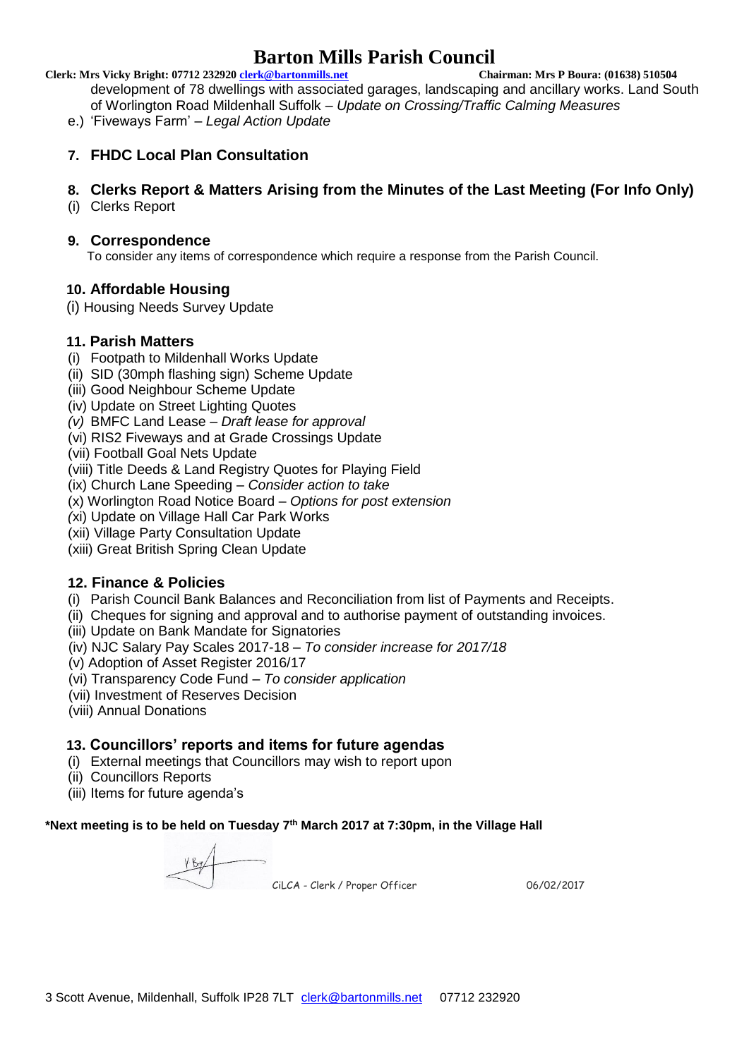development of 78 dwellings with associated garages, landscaping and ancillary works. Land South of Worlington Road Mildenhall Suffolk – *Update on Crossing/Traffic Calming Measures*

e.) 'Fiveways Farm' – *Legal Action Update*

## 7. FHDC Local Plan Consultation

## 8. Clerks Report & Matters Arising from the Minutes of the Last Meeting (For Info Only)

(i) Clerks Report

## 9. Correspondence

To consider any items of correspondence which require a response from the Parish Council.

## 10. Affordable Housing

(i) Housing Needs Survey Update

## 11. Parish Matters

(i) Footpath to Mildenhall Works Update
(ii) SID (30mph flashing sign) Scheme Update
(iii) Good Neighbour Scheme Update
(iv) Update on Street Lighting Quotes
*(v)* BMFC Land Lease – *Draft lease for approval*
(vi) RIS2 Fiveways and at Grade Crossings Update
(vii) Football Goal Nets Update
(viii) Title Deeds & Land Registry Quotes for Playing Field
(ix) Church Lane Speeding – *Consider action to take*
(x) Worlington Road Notice Board – *Options for post extension*
*(*xi) Update on Village Hall Car Park Works
(xii) Village Party Consultation Update
(xiii) Great British Spring Clean Update

## 12. Finance & Policies

(i) Parish Council Bank Balances and Reconciliation from list of Payments and Receipts.
(ii) Cheques for signing and approval and to authorise payment of outstanding invoices.
(iii) Update on Bank Mandate for Signatories
(iv) NJC Salary Pay Scales 2017-18 – *To consider increase for 2017/18*
(v) Adoption of Asset Register 2016/17
(vi) Transparency Code Fund – *To consider application*
(vii) Investment of Reserves Decision
(viii) Annual Donations

## 13. Councillors' reports and items for future agendas

(i) External meetings that Councillors may wish to report upon
(ii) Councillors Reports
(iii) Items for future agenda's

**\*Next meeting is to be held on Tuesday 7th March 2017 at 7:30pm, in the Village Hall**

CiLCA - Clerk / Proper Officer 06/02/2017

3 Scott Avenue, Mildenhall, Suffolk IP28 7LT clerk@bartonmills.net 07712 232920